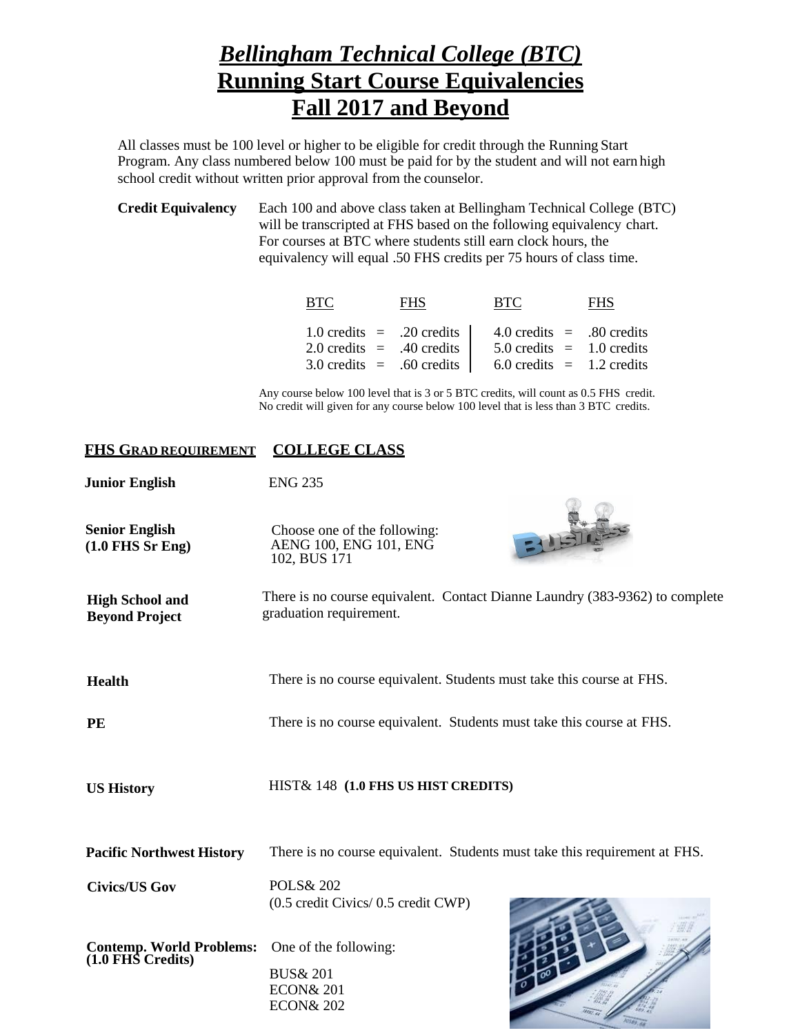# *Bellingham Technical College (BTC)*
# Running Start Course Equivalencies
# Fall 2017 and Beyond

All classes must be 100 level or higher to be eligible for credit through the Running Start Program. Any class numbered below 100 must be paid for by the student and will not earn high school credit without written prior approval from the counselor.

**Credit Equivalency** Each 100 and above class taken at Bellingham Technical College (BTC) will be transcripted at FHS based on the following equivalency chart. For courses at BTC where students still earn clock hours, the equivalency will equal .50 FHS credits per 75 hours of class time.

| BTC | FHS | BTC | FHS |
|---|---|---|---|
| 1.0 credits = | .20 credits | 4.0 credits = | .80 credits |
| 2.0 credits = | .40 credits | 5.0 credits = | 1.0 credits |
| 3.0 credits = | .60 credits | 6.0 credits = | 1.2 credits |

Any course below 100 level that is 3 or 5 BTC credits, will count as 0.5 FHS credit. No credit will given for any course below 100 level that is less than 3 BTC credits.

| FHS GRAD REQUIREMENT | COLLEGE CLASS |
|---|---|
| **Junior English** | ENG 235 |
| **Senior English (1.0 FHS Sr Eng)** | Choose one of the following: AENG 100, ENG 101, ENG 102, BUS 171 |
| **High School and Beyond Project** | There is no course equivalent. Contact Dianne Laundry (383-9362) to complete graduation requirement. |
| **Health** | There is no course equivalent. Students must take this course at FHS. |
| **PE** | There is no course equivalent. Students must take this course at FHS. |
| **US History** | HIST& 148 **(1.0 FHS US HIST CREDITS)** |
| **Pacific Northwest History** | There is no course equivalent. Students must take this requirement at FHS. |
| **Civics/US Gov** | POLS& 202 (0.5 credit Civics/ 0.5 credit CWP) |
| **Contemp. World Problems: (1.0 FHS Credits)** | One of the following: BUS& 201, ECON& 201, ECON& 202 |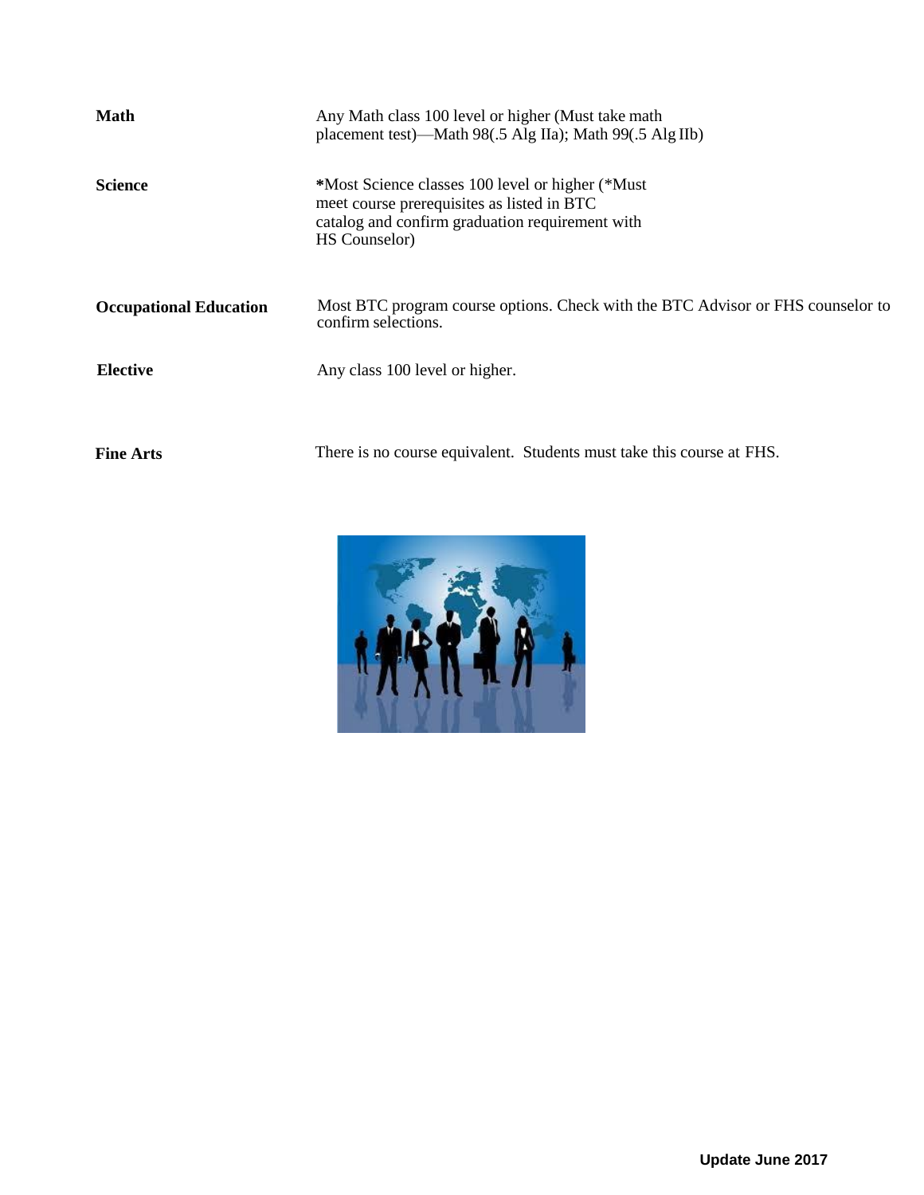| | |
|---|---|
| **Math** | Any Math class 100 level or higher (Must take math placement test)—Math 98(.5 Alg IIa); Math 99(.5 Alg IIb) |
| **Science** | **\***Most Science classes 100 level or higher (*Must meet course prerequisites as listed in BTC catalog and confirm graduation requirement with HS Counselor) |
| **Occupational Education** | Most BTC program course options. Check with the BTC Advisor or FHS counselor to confirm selections. |
| **Elective** | Any class 100 level or higher. |
| **Fine Arts** | There is no course equivalent. Students must take this course at FHS. |

**Update June 2017**